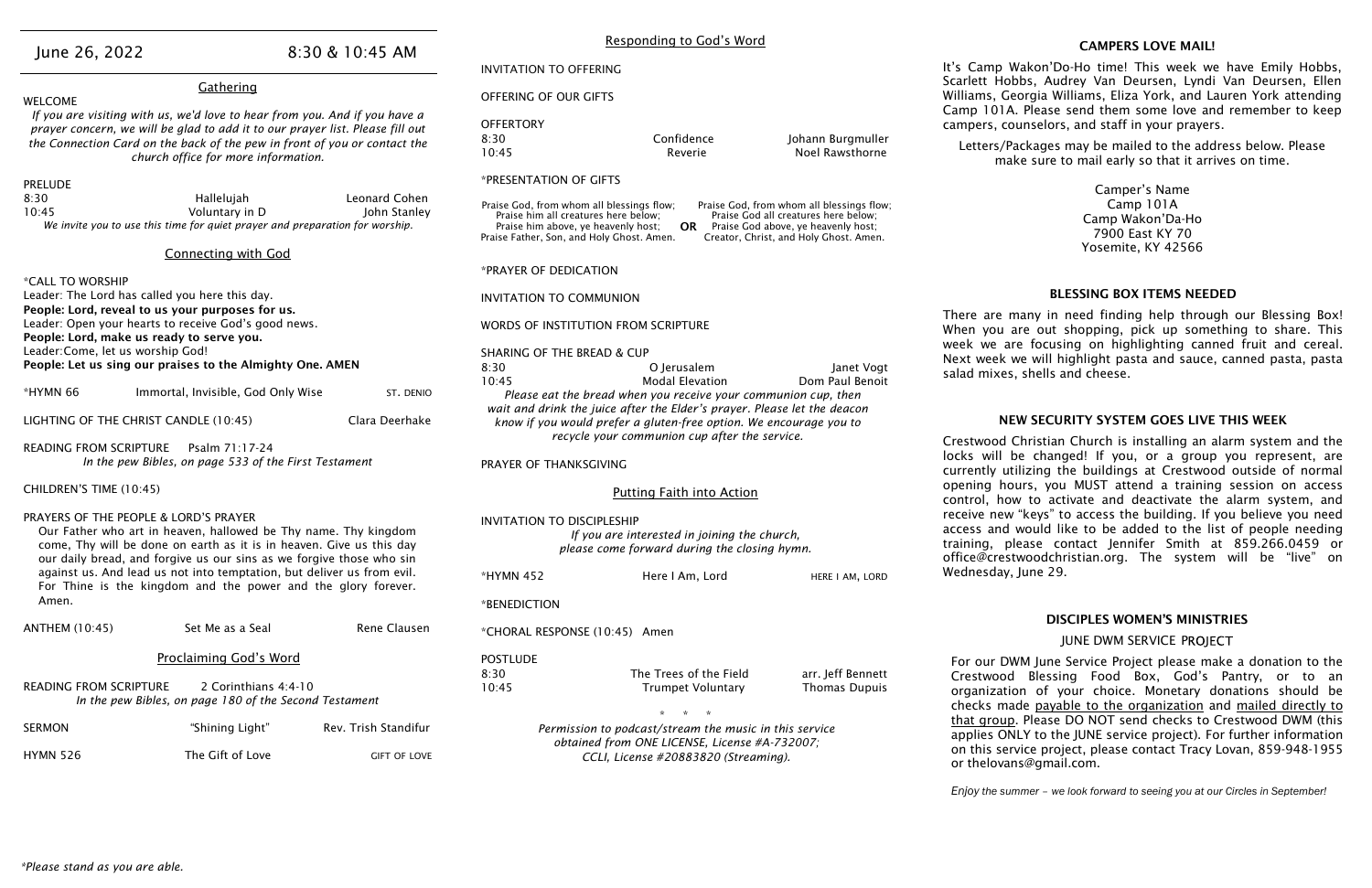June 26, 2022 8:30 & 10:45 AM

## Gathering

WELCOME

*If you are visiting with us, we'd love to hear from you. And if you have a prayer concern, we will be glad to add it to our prayer list. Please fill out the Connection Card on the back of the pew in front of you or contact the church office for more information.*

PRELUDE

| | | |
|---|---|---|
| 8:30 | Hallelujah | Leonard Cohen |
| 10:45 | Voluntary in D | John Stanley |

*We invite you to use this time for quiet prayer and preparation for worship.*

## Connecting with God

*CALL TO WORSHIP

Leader: The Lord has called you here this day.
**People: Lord, reveal to us your purposes for us.**
Leader: Open your hearts to receive God's good news.
**People: Lord, make us ready to serve you.**
Leader:Come, let us worship God!
**People: Let us sing our praises to the Almighty One. AMEN**

*HYMN 66 Immortal, Invisible, God Only Wise ST. DENIO

LIGHTING OF THE CHRIST CANDLE (10:45) Clara Deerhake

READING FROM SCRIPTURE Psalm 71:17-24
*In the pew Bibles, on page 533 of the First Testament*

CHILDREN'S TIME (10:45)

PRAYERS OF THE PEOPLE & LORD'S PRAYER

Our Father who art in heaven, hallowed be Thy name. Thy kingdom come, Thy will be done on earth as it is in heaven. Give us this day our daily bread, and forgive us our sins as we forgive those who sin against us. And lead us not into temptation, but deliver us from evil. For Thine is the kingdom and the power and the glory forever. Amen.

ANTHEM (10:45) Set Me as a Seal Rene Clausen

## Proclaiming God's Word

READING FROM SCRIPTURE 2 Corinthians 4:4-10
*In the pew Bibles, on page 180 of the Second Testament*

SERMON "Shining Light" Rev. Trish Standifur

HYMN 526 The Gift of Love GIFT OF LOVE

## Responding to God's Word

INVITATION TO OFFERING

OFFERING OF OUR GIFTS

OFFERTORY

| | | |
|---|---|---|
| 8:30 | Confidence | Johann Burgmuller |
| 10:45 | Reverie | Noel Rawsthorne |

*PRESENTATION OF GIFTS

Praise God, from whom all blessings flow;
Praise him all creatures here below;
Praise him above, ye heavenly host;
Praise Father, Son, and Holy Ghost. Amen.

**OR**

Praise God, from whom all blessings flow;
Praise God all creatures here below;
Praise God above, ye heavenly host;
Creator, Christ, and Holy Ghost. Amen.

*PRAYER OF DEDICATION

INVITATION TO COMMUNION

WORDS OF INSTITUTION FROM SCRIPTURE

SHARING OF THE BREAD & CUP

| | | |
|---|---|---|
| 8:30 | O Jerusalem | Janet Vogt |
| 10:45 | Modal Elevation | Dom Paul Benoit |

*Please eat the bread when you receive your communion cup, then wait and drink the juice after the Elder's prayer. Please let the deacon know if you would prefer a gluten-free option. We encourage you to recycle your communion cup after the service.*

PRAYER OF THANKSGIVING

## Putting Faith into Action

INVITATION TO DISCIPLESHIP
*If you are interested in joining the church, please come forward during the closing hymn.*

*HYMN 452 Here I Am, Lord HERE I AM, LORD

*BENEDICTION

*CHORAL RESPONSE (10:45) Amen

POSTLUDE

| | | |
|---|---|---|
| 8:30 | The Trees of the Field | arr. Jeff Bennett |
| 10:45 | Trumpet Voluntary | Thomas Dupuis |

\* \* \*

*Permission to podcast/stream the music in this service obtained from ONE LICENSE, License #A-732007; CCLI, License #20883820 (Streaming).*

*\*Please stand as you are able.*

## CAMPERS LOVE MAIL!

It's Camp Wakon'Do-Ho time! This week we have Emily Hobbs, Scarlett Hobbs, Audrey Van Deursen, Lyndi Van Deursen, Ellen Williams, Georgia Williams, Eliza York, and Lauren York attending Camp 101A. Please send them some love and remember to keep campers, counselors, and staff in your prayers.

Letters/Packages may be mailed to the address below. Please make sure to mail early so that it arrives on time.

Camper's Name
Camp 101A
Camp Wakon'Da-Ho
7900 East KY 70
Yosemite, KY 42566

## BLESSING BOX ITEMS NEEDED

There are many in need finding help through our Blessing Box! When you are out shopping, pick up something to share. This week we are focusing on highlighting canned fruit and cereal. Next week we will highlight pasta and sauce, canned pasta, pasta salad mixes, shells and cheese.

## NEW SECURITY SYSTEM GOES LIVE THIS WEEK

Crestwood Christian Church is installing an alarm system and the locks will be changed! If you, or a group you represent, are currently utilizing the buildings at Crestwood outside of normal opening hours, you MUST attend a training session on access control, how to activate and deactivate the alarm system, and receive new "keys" to access the building. If you believe you need access and would like to be added to the list of people needing training, please contact Jennifer Smith at 859.266.0459 or office@crestwoodchristian.org. The system will be "live" on Wednesday, June 29.

## DISCIPLES WOMEN'S MINISTRIES

### JUNE DWM SERVICE PROJECT

For our DWM June Service Project please make a donation to the Crestwood Blessing Food Box, God's Pantry, or to an organization of your choice. Monetary donations should be checks made payable to the organization and mailed directly to that group. Please DO NOT send checks to Crestwood DWM (this applies ONLY to the JUNE service project). For further information on this service project, please contact Tracy Lovan, 859-948-1955 or thelovans@gmail.com.

*Enjoy the summer – we look forward to seeing you at our Circles in September!*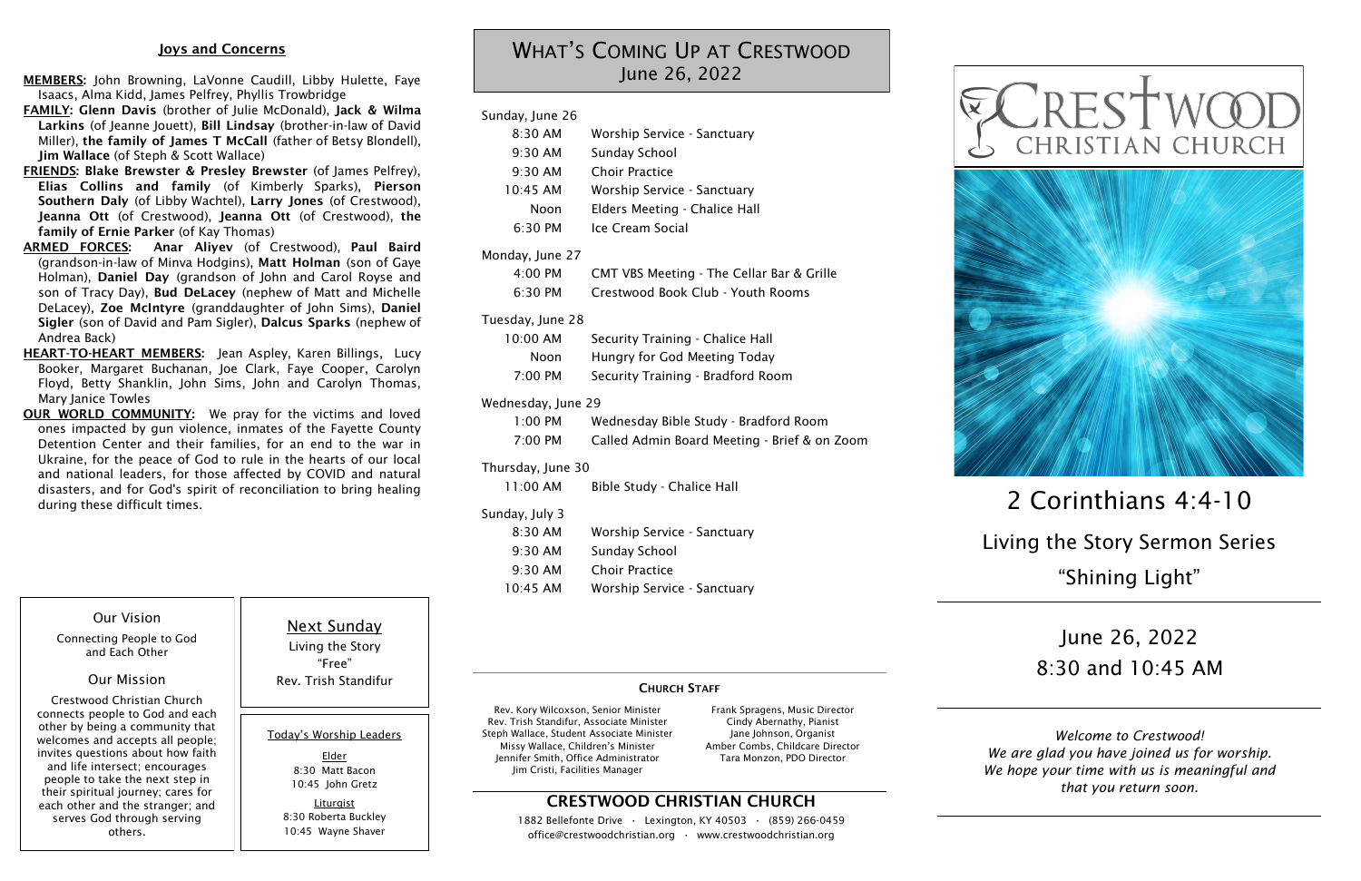## Joys and Concerns

**MEMBERS:** John Browning, LaVonne Caudill, Libby Hulette, Faye Isaacs, Alma Kidd, James Pelfrey, Phyllis Trowbridge

**FAMILY:** **Glenn Davis** (brother of Julie McDonald), **Jack & Wilma Larkins** (of Jeanne Jouett), **Bill Lindsay** (brother-in-law of David Miller), **the family of James T McCall** (father of Betsy Blondell), **Jim Wallace** (of Steph & Scott Wallace)

**FRIENDS:** **Blake Brewster & Presley Brewster** (of James Pelfrey), **Elias Collins and family** (of Kimberly Sparks), **Pierson Southern Daly** (of Libby Wachtel), **Larry Jones** (of Crestwood), **Jeanna Ott** (of Crestwood), **Jeanna Ott** (of Crestwood), **the family of Ernie Parker** (of Kay Thomas)

**ARMED FORCES:** **Anar Aliyev** (of Crestwood), **Paul Baird** (grandson-in-law of Minva Hodgins), **Matt Holman** (son of Gaye Holman), **Daniel Day** (grandson of John and Carol Royse and son of Tracy Day), **Bud DeLacey** (nephew of Matt and Michelle DeLacey), **Zoe McIntyre** (granddaughter of John Sims), **Daniel Sigler** (son of David and Pam Sigler), **Dalcus Sparks** (nephew of Andrea Back)

**HEART-TO-HEART MEMBERS:** Jean Aspley, Karen Billings, Lucy Booker, Margaret Buchanan, Joe Clark, Faye Cooper, Carolyn Floyd, Betty Shanklin, John Sims, John and Carolyn Thomas, Mary Janice Towles

**OUR WORLD COMMUNITY:** We pray for the victims and loved ones impacted by gun violence, inmates of the Fayette County Detention Center and their families, for an end to the war in Ukraine, for the peace of God to rule in the hearts of our local and national leaders, for those affected by COVID and natural disasters, and for God's spirit of reconciliation to bring healing during these difficult times.

### Our Vision

Connecting People to God and Each Other

### Our Mission

Crestwood Christian Church connects people to God and each other by being a community that welcomes and accepts all people; invites questions about how faith and life intersect; encourages people to take the next step in their spiritual journey; cares for each other and the stranger; and serves God through serving others.

### Next Sunday

Living the Story
"Free"
Rev. Trish Standifur

### Today's Worship Leaders

Elder
8:30 Matt Bacon
10:45 John Gretz

Liturgist
8:30 Roberta Buckley
10:45 Wayne Shaver

## What's Coming Up at Crestwood
June 26, 2022

**Sunday, June 26**

| | |
|---|---|
| 8:30 AM | Worship Service - Sanctuary |
| 9:30 AM | Sunday School |
| 9:30 AM | Choir Practice |
| 10:45 AM | Worship Service - Sanctuary |
| Noon | Elders Meeting - Chalice Hall |
| 6:30 PM | Ice Cream Social |

**Monday, June 27**

| | |
|---|---|
| 4:00 PM | CMT VBS Meeting - The Cellar Bar & Grille |
| 6:30 PM | Crestwood Book Club - Youth Rooms |

**Tuesday, June 28**

| | |
|---|---|
| 10:00 AM | Security Training - Chalice Hall |
| Noon | Hungry for God Meeting Today |
| 7:00 PM | Security Training - Bradford Room |

**Wednesday, June 29**

| | |
|---|---|
| 1:00 PM | Wednesday Bible Study - Bradford Room |
| 7:00 PM | Called Admin Board Meeting - Brief & on Zoom |

**Thursday, June 30**

| | |
|---|---|
| 11:00 AM | Bible Study - Chalice Hall |

**Sunday, July 3**

| | |
|---|---|
| 8:30 AM | Worship Service - Sanctuary |
| 9:30 AM | Sunday School |
| 9:30 AM | Choir Practice |
| 10:45 AM | Worship Service - Sanctuary |

### Church Staff

Rev. Kory Wilcoxson, Senior Minister
Rev. Trish Standifur, Associate Minister
Steph Wallace, Student Associate Minister
Missy Wallace, Children's Minister
Jennifer Smith, Office Administrator
Jim Cristi, Facilities Manager

Frank Spragens, Music Director
Cindy Abernathy, Pianist
Jane Johnson, Organist
Amber Combs, Childcare Director
Tara Monzon, PDO Director

## CRESTWOOD CHRISTIAN CHURCH

1882 Bellefonte Drive · Lexington, KY 40503 · (859) 266-0459
office@crestwoodchristian.org · www.crestwoodchristian.org

# Crestwood Christian Church

## 2 Corinthians 4:4-10

Living the Story Sermon Series

"Shining Light"

June 26, 2022
8:30 and 10:45 AM

*Welcome to Crestwood!*
*We are glad you have joined us for worship.*
*We hope your time with us is meaningful and that you return soon.*